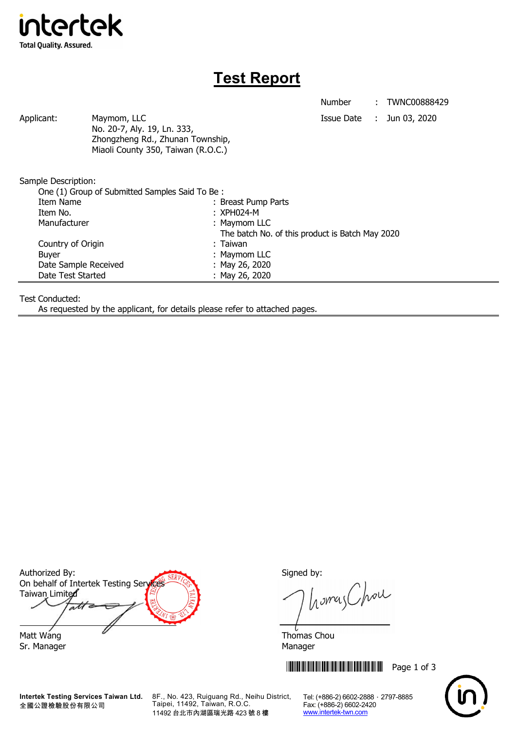intertek
Total Quality. Assured.

# Test Report

Number : TWNC00888429
Issue Date : Jun 03, 2020

Applicant: Maymom, LLC
No. 20-7, Aly. 19, Ln. 333,
Zhongzheng Rd., Zhunan Township,
Miaoli County 350, Taiwan (R.O.C.)

Sample Description:
One (1) Group of Submitted Samples Said To Be :

| | |
|---|---|
| Item Name | : Breast Pump Parts |
| Item No. | : XPH024-M |
| Manufacturer | : Maymom LLC<br>The batch No. of this product is Batch May 2020 |
| Country of Origin | : Taiwan |
| Buyer | : Maymom LLC |
| Date Sample Received | : May 26, 2020 |
| Date Test Started | : May 26, 2020 |

Test Conducted:
As requested by the applicant, for details please refer to attached pages.

Authorized By:
On behalf of Intertek Testing Services Taiwan Limited

Matt Wang
Sr. Manager

Signed by:

Thomas Chou
Manager

**Intertek Testing Services Taiwan Ltd.** 8F., No. 423, Ruiguang Rd., Neihu District, Taipei, 11492, Taiwan, R.O.C. Tel: (+886-2) 6602-2888 · 2797-8885
全國公證檢驗股份有限公司 11492 台北市內湖區瑞光路 423 號 8 樓 Fax: (+886-2) 6602-2420
www.intertek-twn.com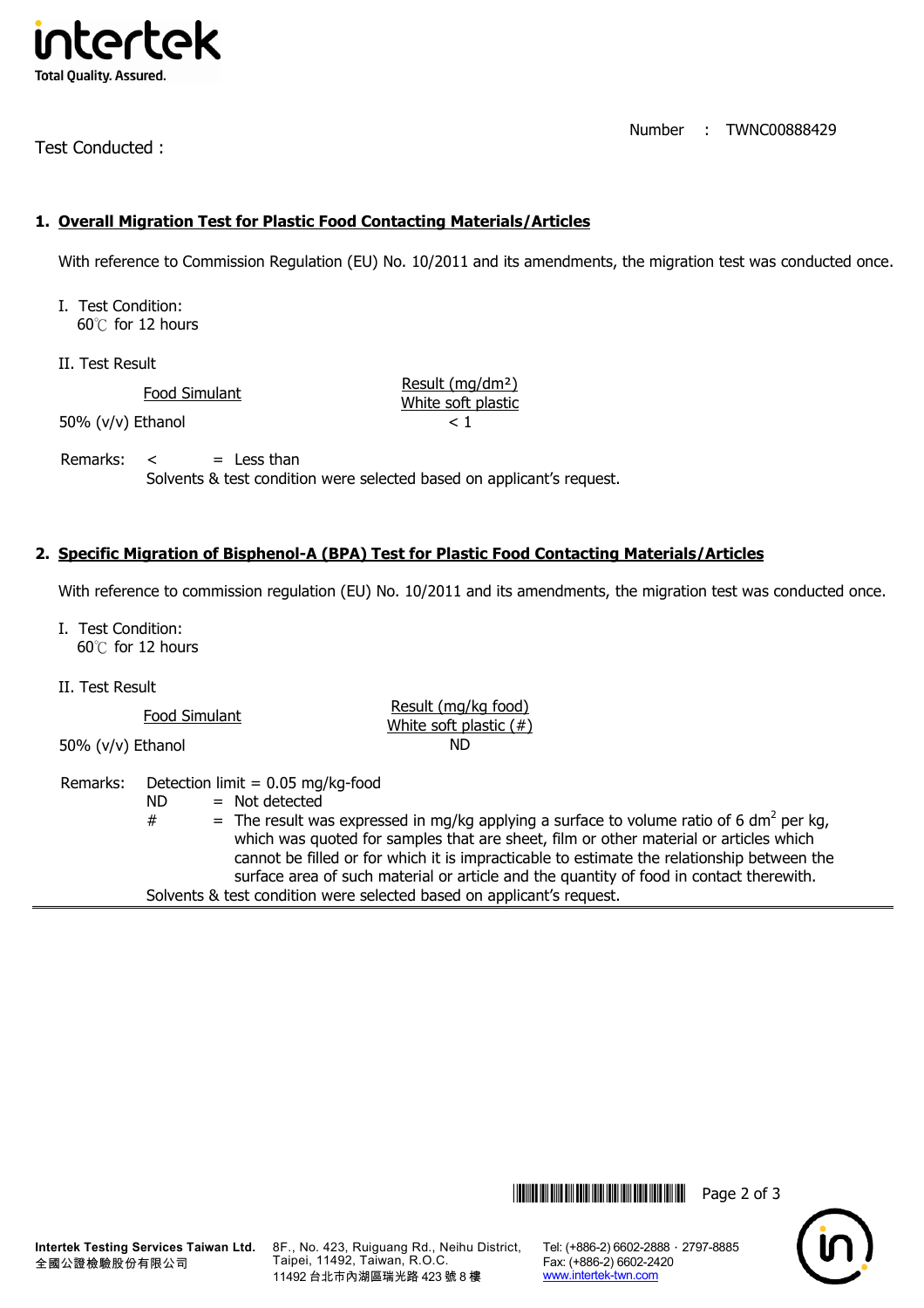Number : TWNC00888429

Test Conducted :

## 1. Overall Migration Test for Plastic Food Contacting Materials/Articles

With reference to Commission Regulation (EU) No. 10/2011 and its amendments, the migration test was conducted once.

I. Test Condition:
60℃ for 12 hours

II. Test Result

| Food Simulant | Result (mg/dm²) White soft plastic |
|---|---|
| 50% (v/v) Ethanol | < 1 |

Remarks: < = Less than
Solvents & test condition were selected based on applicant's request.

## 2. Specific Migration of Bisphenol-A (BPA) Test for Plastic Food Contacting Materials/Articles

With reference to commission regulation (EU) No. 10/2011 and its amendments, the migration test was conducted once.

I. Test Condition:
60℃ for 12 hours

II. Test Result

| Food Simulant | Result (mg/kg food) White soft plastic (#) |
|---|---|
| 50% (v/v) Ethanol | ND |

Remarks: Detection limit = 0.05 mg/kg-food
ND = Not detected
# = The result was expressed in mg/kg applying a surface to volume ratio of 6 $dm^2$ per kg, which was quoted for samples that are sheet, film or other material or articles which cannot be filled or for which it is impracticable to estimate the relationship between the surface area of such material or article and the quantity of food in contact therewith.
Solvents & test condition were selected based on applicant's request.

Intertek Testing Services Taiwan Ltd.
全國公證檢驗股份有限公司
8F., No. 423, Ruiguang Rd., Neihu District, Taipei, 11492, Taiwan, R.O.C.
11492 台北市內湖區瑞光路 423 號 8 樓
Tel: (+886-2) 6602-2888 · 2797-8885
Fax: (+886-2) 6602-2420
www.intertek-twn.com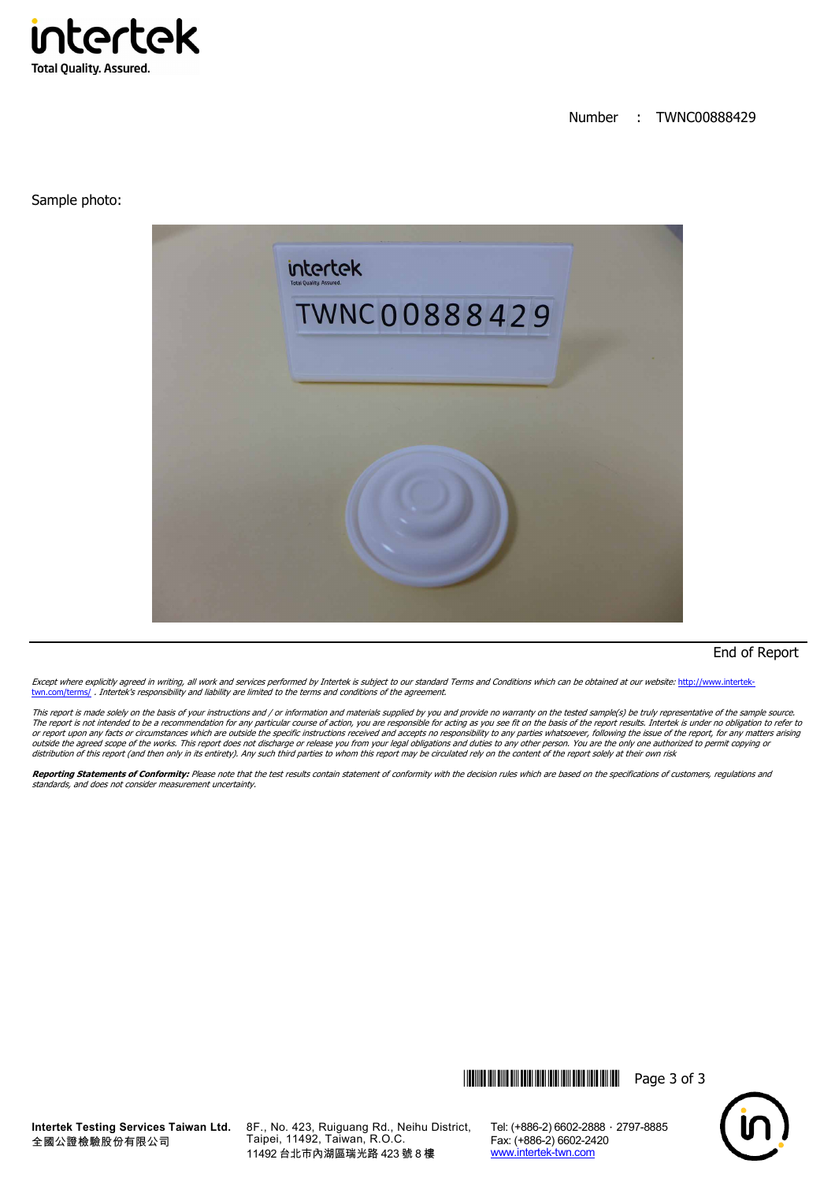Number : TWNC00888429

Sample photo:

End of Report

*Except where explicitly agreed in writing, all work and services performed by Intertek is subject to our standard Terms and Conditions which can be obtained at our website: [http://www.intertek-twn.com/terms/](http://www.intertek-twn.com/terms/) . Intertek's responsibility and liability are limited to the terms and conditions of the agreement.*

*This report is made solely on the basis of your instructions and / or information and materials supplied by you and provide no warranty on the tested sample(s) be truly representative of the sample source. The report is not intended to be a recommendation for any particular course of action, you are responsible for acting as you see fit on the basis of the report results. Intertek is under no obligation to refer to or report upon any facts or circumstances which are outside the specific instructions received and accepts no responsibility to any parties whatsoever, following the issue of the report, for any matters arising outside the agreed scope of the works. This report does not discharge or release you from your legal obligations and duties to any other person. You are the only one authorized to permit copying or distribution of this report (and then only in its entirety). Any such third parties to whom this report may be circulated rely on the content of the report solely at their own risk*

***Reporting Statements of Conformity:** Please note that the test results contain statement of conformity with the decision rules which are based on the specifications of customers, regulations and standards, and does not consider measurement uncertainty.*

**Intertek Testing Services Taiwan Ltd.**
全國公證檢驗股份有限公司

8F., No. 423, Ruiguang Rd., Neihu District, Taipei, 11492, Taiwan, R.O.C.
11492 台北市內湖區瑞光路 423 號 8 樓

Tel: (+886-2) 6602-2888 · 2797-8885
Fax: (+886-2) 6602-2420
[www.intertek-twn.com](http://www.intertek-twn.com)